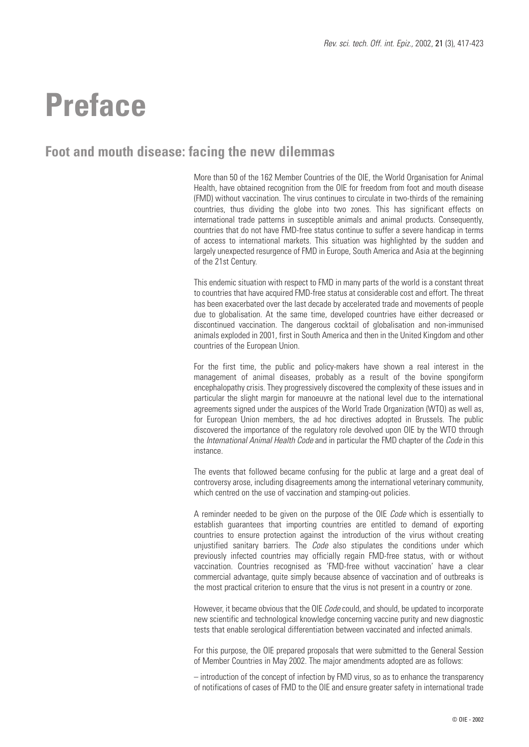# Preface

## Foot and mouth disease: facing the new dilemmas

More than 50 of the 162 Member Countries of the OIE, the World Organisation for Animal Health, have obtained recognition from the OIE for freedom from foot and mouth disease (FMD) without vaccination. The virus continues to circulate in two-thirds of the remaining countries, thus dividing the globe into two zones. This has significant effects on international trade patterns in susceptible animals and animal products. Consequently, countries that do not have FMD-free status continue to suffer a severe handicap in terms of access to international markets. This situation was highlighted by the sudden and largely unexpected resurgence of FMD in Europe, South America and Asia at the beginning of the 21st Century.

This endemic situation with respect to FMD in many parts of the world is a constant threat to countries that have acquired FMD-free status at considerable cost and effort. The threat has been exacerbated over the last decade by accelerated trade and movements of people due to globalisation. At the same time, developed countries have either decreased or discontinued vaccination. The dangerous cocktail of globalisation and non-immunised animals exploded in 2001, first in South America and then in the United Kingdom and other countries of the European Union.

For the first time, the public and policy-makers have shown a real interest in the management of animal diseases, probably as a result of the bovine spongiform encephalopathy crisis. They progressively discovered the complexity of these issues and in particular the slight margin for manoeuvre at the national level due to the international agreements signed under the auspices of the World Trade Organization (WTO) as well as, for European Union members, the ad hoc directives adopted in Brussels. The public discovered the importance of the regulatory role devolved upon OIE by the WTO through the *International Animal Health Code* and in particular the FMD chapter of the *Code* in this instance.

The events that followed became confusing for the public at large and a great deal of controversy arose, including disagreements among the international veterinary community, which centred on the use of vaccination and stamping-out policies.

A reminder needed to be given on the purpose of the OIE *Code* which is essentially to establish guarantees that importing countries are entitled to demand of exporting countries to ensure protection against the introduction of the virus without creating unjustified sanitary barriers. The *Code* also stipulates the conditions under which previously infected countries may officially regain FMD-free status, with or without vaccination. Countries recognised as 'FMD-free without vaccination' have a clear commercial advantage, quite simply because absence of vaccination and of outbreaks is the most practical criterion to ensure that the virus is not present in a country or zone.

However, it became obvious that the OIE *Code* could, and should, be updated to incorporate new scientific and technological knowledge concerning vaccine purity and new diagnostic tests that enable serological differentiation between vaccinated and infected animals.

For this purpose, the OIE prepared proposals that were submitted to the General Session of Member Countries in May 2002. The major amendments adopted are as follows:

– introduction of the concept of infection by FMD virus, so as to enhance the transparency of notifications of cases of FMD to the OIE and ensure greater safety in international trade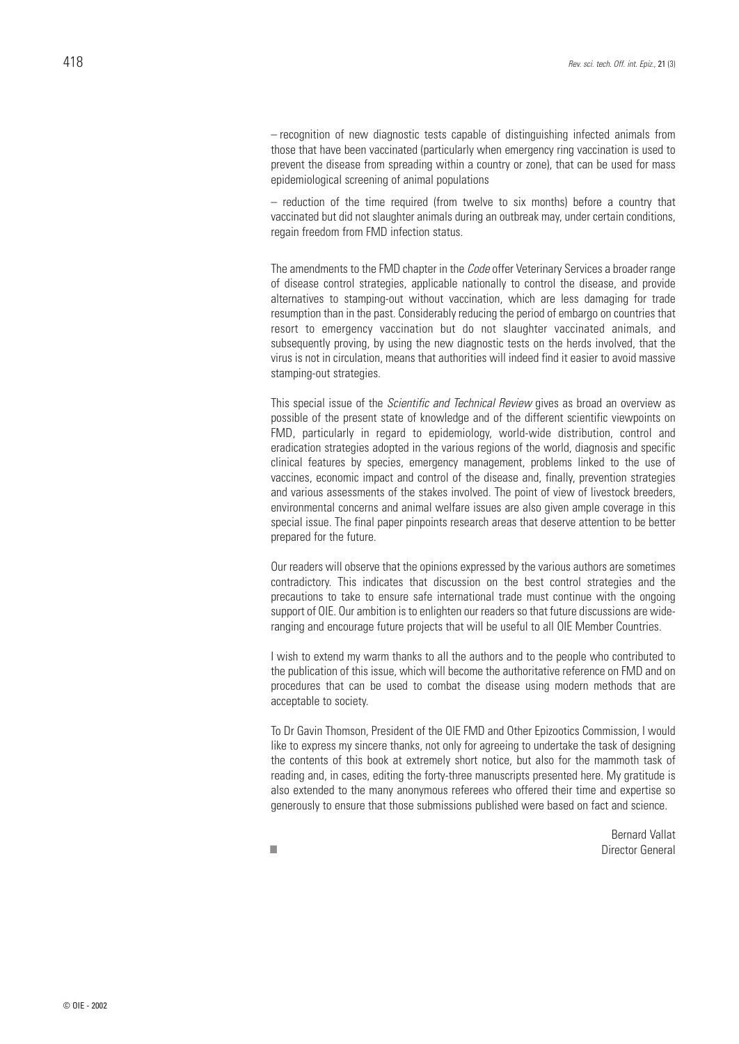– recognition of new diagnostic tests capable of distinguishing infected animals from those that have been vaccinated (particularly when emergency ring vaccination is used to prevent the disease from spreading within a country or zone), that can be used for mass epidemiological screening of animal populations

– reduction of the time required (from twelve to six months) before a country that vaccinated but did not slaughter animals during an outbreak may, under certain conditions, regain freedom from FMD infection status.

The amendments to the FMD chapter in the *Code* offer Veterinary Services a broader range of disease control strategies, applicable nationally to control the disease, and provide alternatives to stamping-out without vaccination, which are less damaging for trade resumption than in the past. Considerably reducing the period of embargo on countries that resort to emergency vaccination but do not slaughter vaccinated animals, and subsequently proving, by using the new diagnostic tests on the herds involved, that the virus is not in circulation, means that authorities will indeed find it easier to avoid massive stamping-out strategies.

This special issue of the *Scientific and Technical Review* gives as broad an overview as possible of the present state of knowledge and of the different scientific viewpoints on FMD, particularly in regard to epidemiology, world-wide distribution, control and eradication strategies adopted in the various regions of the world, diagnosis and specific clinical features by species, emergency management, problems linked to the use of vaccines, economic impact and control of the disease and, finally, prevention strategies and various assessments of the stakes involved. The point of view of livestock breeders, environmental concerns and animal welfare issues are also given ample coverage in this special issue. The final paper pinpoints research areas that deserve attention to be better prepared for the future.

Our readers will observe that the opinions expressed by the various authors are sometimes contradictory. This indicates that discussion on the best control strategies and the precautions to take to ensure safe international trade must continue with the ongoing support of OIE. Our ambition is to enlighten our readers so that future discussions are wide-ranging and encourage future projects that will be useful to all OIE Member Countries.

I wish to extend my warm thanks to all the authors and to the people who contributed to the publication of this issue, which will become the authoritative reference on FMD and on procedures that can be used to combat the disease using modern methods that are acceptable to society.

To Dr Gavin Thomson, President of the OIE FMD and Other Epizootics Commission, I would like to express my sincere thanks, not only for agreeing to undertake the task of designing the contents of this book at extremely short notice, but also for the mammoth task of reading and, in cases, editing the forty-three manuscripts presented here. My gratitude is also extended to the many anonymous referees who offered their time and expertise so generously to ensure that those submissions published were based on fact and science.

Bernard Vallat
Director General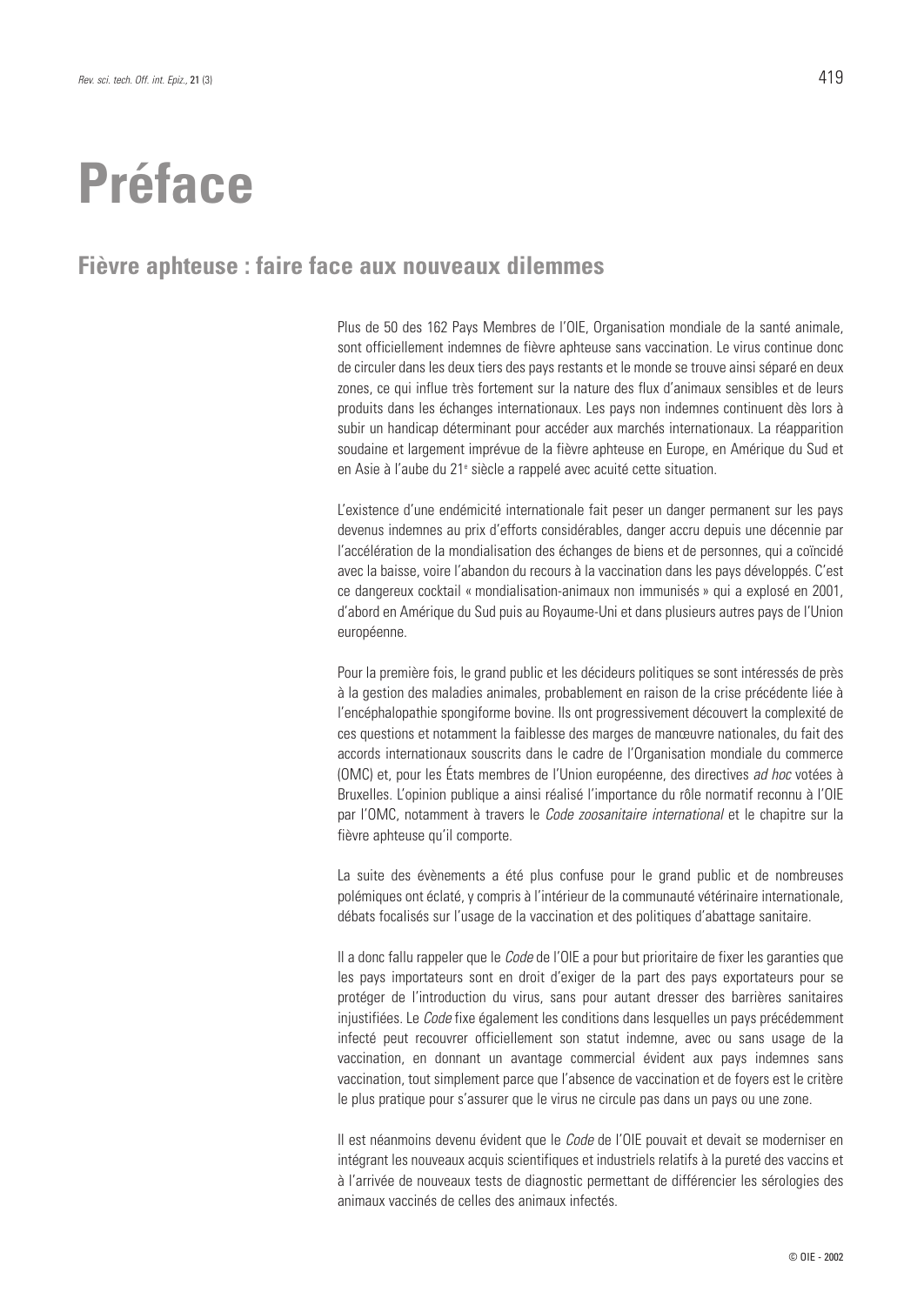# Préface

## Fièvre aphteuse : faire face aux nouveaux dilemmes

Plus de 50 des 162 Pays Membres de l'OIE, Organisation mondiale de la santé animale, sont officiellement indemnes de fièvre aphteuse sans vaccination. Le virus continue donc de circuler dans les deux tiers des pays restants et le monde se trouve ainsi séparé en deux zones, ce qui influe très fortement sur la nature des flux d'animaux sensibles et de leurs produits dans les échanges internationaux. Les pays non indemnes continuent dès lors à subir un handicap déterminant pour accéder aux marchés internationaux. La réapparition soudaine et largement imprévue de la fièvre aphteuse en Europe, en Amérique du Sud et en Asie à l'aube du 21e siècle a rappelé avec acuité cette situation.

L'existence d'une endémicité internationale fait peser un danger permanent sur les pays devenus indemnes au prix d'efforts considérables, danger accru depuis une décennie par l'accélération de la mondialisation des échanges de biens et de personnes, qui a coïncidé avec la baisse, voire l'abandon du recours à la vaccination dans les pays développés. C'est ce dangereux cocktail « mondialisation-animaux non immunisés » qui a explosé en 2001, d'abord en Amérique du Sud puis au Royaume-Uni et dans plusieurs autres pays de l'Union européenne.

Pour la première fois, le grand public et les décideurs politiques se sont intéressés de près à la gestion des maladies animales, probablement en raison de la crise précédente liée à l'encéphalopathie spongiforme bovine. Ils ont progressivement découvert la complexité de ces questions et notamment la faiblesse des marges de manœuvre nationales, du fait des accords internationaux souscrits dans le cadre de l'Organisation mondiale du commerce (OMC) et, pour les États membres de l'Union européenne, des directives *ad hoc* votées à Bruxelles. L'opinion publique a ainsi réalisé l'importance du rôle normatif reconnu à l'OIE par l'OMC, notamment à travers le *Code zoosanitaire international* et le chapitre sur la fièvre aphteuse qu'il comporte.

La suite des évènements a été plus confuse pour le grand public et de nombreuses polémiques ont éclaté, y compris à l'intérieur de la communauté vétérinaire internationale, débats focalisés sur l'usage de la vaccination et des politiques d'abattage sanitaire.

Il a donc fallu rappeler que le *Code* de l'OIE a pour but prioritaire de fixer les garanties que les pays importateurs sont en droit d'exiger de la part des pays exportateurs pour se protéger de l'introduction du virus, sans pour autant dresser des barrières sanitaires injustifiées. Le *Code* fixe également les conditions dans lesquelles un pays précédemment infecté peut recouvrer officiellement son statut indemne, avec ou sans usage de la vaccination, en donnant un avantage commercial évident aux pays indemnes sans vaccination, tout simplement parce que l'absence de vaccination et de foyers est le critère le plus pratique pour s'assurer que le virus ne circule pas dans un pays ou une zone.

Il est néanmoins devenu évident que le *Code* de l'OIE pouvait et devait se moderniser en intégrant les nouveaux acquis scientifiques et industriels relatifs à la pureté des vaccins et à l'arrivée de nouveaux tests de diagnostic permettant de différencier les sérologies des animaux vaccinés de celles des animaux infectés.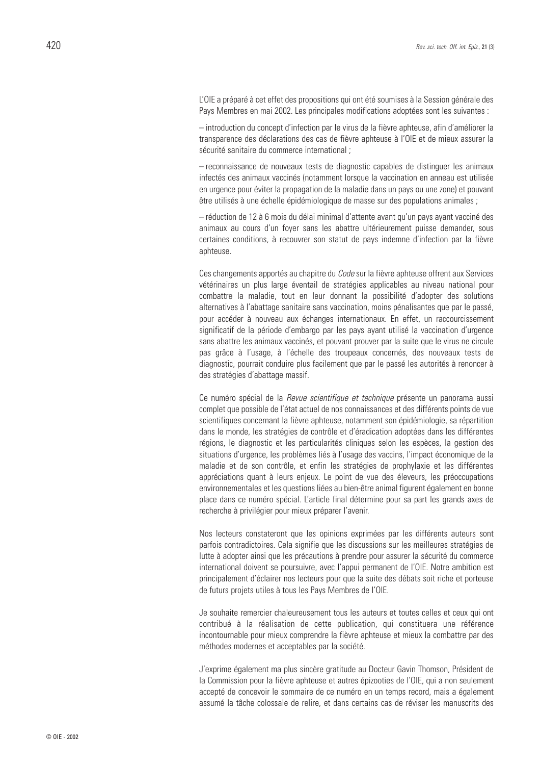L'OIE a préparé à cet effet des propositions qui ont été soumises à la Session générale des Pays Membres en mai 2002. Les principales modifications adoptées sont les suivantes :

– introduction du concept d'infection par le virus de la fièvre aphteuse, afin d'améliorer la transparence des déclarations des cas de fièvre aphteuse à l'OIE et de mieux assurer la sécurité sanitaire du commerce international ;

– reconnaissance de nouveaux tests de diagnostic capables de distinguer les animaux infectés des animaux vaccinés (notamment lorsque la vaccination en anneau est utilisée en urgence pour éviter la propagation de la maladie dans un pays ou une zone) et pouvant être utilisés à une échelle épidémiologique de masse sur des populations animales ;

– réduction de 12 à 6 mois du délai minimal d'attente avant qu'un pays ayant vacciné des animaux au cours d'un foyer sans les abattre ultérieurement puisse demander, sous certaines conditions, à recouvrer son statut de pays indemne d'infection par la fièvre aphteuse.

Ces changements apportés au chapitre du *Code* sur la fièvre aphteuse offrent aux Services vétérinaires un plus large éventail de stratégies applicables au niveau national pour combattre la maladie, tout en leur donnant la possibilité d'adopter des solutions alternatives à l'abattage sanitaire sans vaccination, moins pénalisantes que par le passé, pour accéder à nouveau aux échanges internationaux. En effet, un raccourcissement significatif de la période d'embargo par les pays ayant utilisé la vaccination d'urgence sans abattre les animaux vaccinés, et pouvant prouver par la suite que le virus ne circule pas grâce à l'usage, à l'échelle des troupeaux concernés, des nouveaux tests de diagnostic, pourrait conduire plus facilement que par le passé les autorités à renoncer à des stratégies d'abattage massif.

Ce numéro spécial de la *Revue scientifique et technique* présente un panorama aussi complet que possible de l'état actuel de nos connaissances et des différents points de vue scientifiques concernant la fièvre aphteuse, notamment son épidémiologie, sa répartition dans le monde, les stratégies de contrôle et d'éradication adoptées dans les différentes régions, le diagnostic et les particularités cliniques selon les espèces, la gestion des situations d'urgence, les problèmes liés à l'usage des vaccins, l'impact économique de la maladie et de son contrôle, et enfin les stratégies de prophylaxie et les différentes appréciations quant à leurs enjeux. Le point de vue des éleveurs, les préoccupations environnementales et les questions liées au bien-être animal figurent également en bonne place dans ce numéro spécial. L'article final détermine pour sa part les grands axes de recherche à privilégier pour mieux préparer l'avenir.

Nos lecteurs constateront que les opinions exprimées par les différents auteurs sont parfois contradictoires. Cela signifie que les discussions sur les meilleures stratégies de lutte à adopter ainsi que les précautions à prendre pour assurer la sécurité du commerce international doivent se poursuivre, avec l'appui permanent de l'OIE. Notre ambition est principalement d'éclairer nos lecteurs pour que la suite des débats soit riche et porteuse de futurs projets utiles à tous les Pays Membres de l'OIE.

Je souhaite remercier chaleureusement tous les auteurs et toutes celles et ceux qui ont contribué à la réalisation de cette publication, qui constituera une référence incontournable pour mieux comprendre la fièvre aphteuse et mieux la combattre par des méthodes modernes et acceptables par la société.

J'exprime également ma plus sincère gratitude au Docteur Gavin Thomson, Président de la Commission pour la fièvre aphteuse et autres épizooties de l'OIE, qui a non seulement accepté de concevoir le sommaire de ce numéro en un temps record, mais a également assumé la tâche colossale de relire, et dans certains cas de réviser les manuscrits des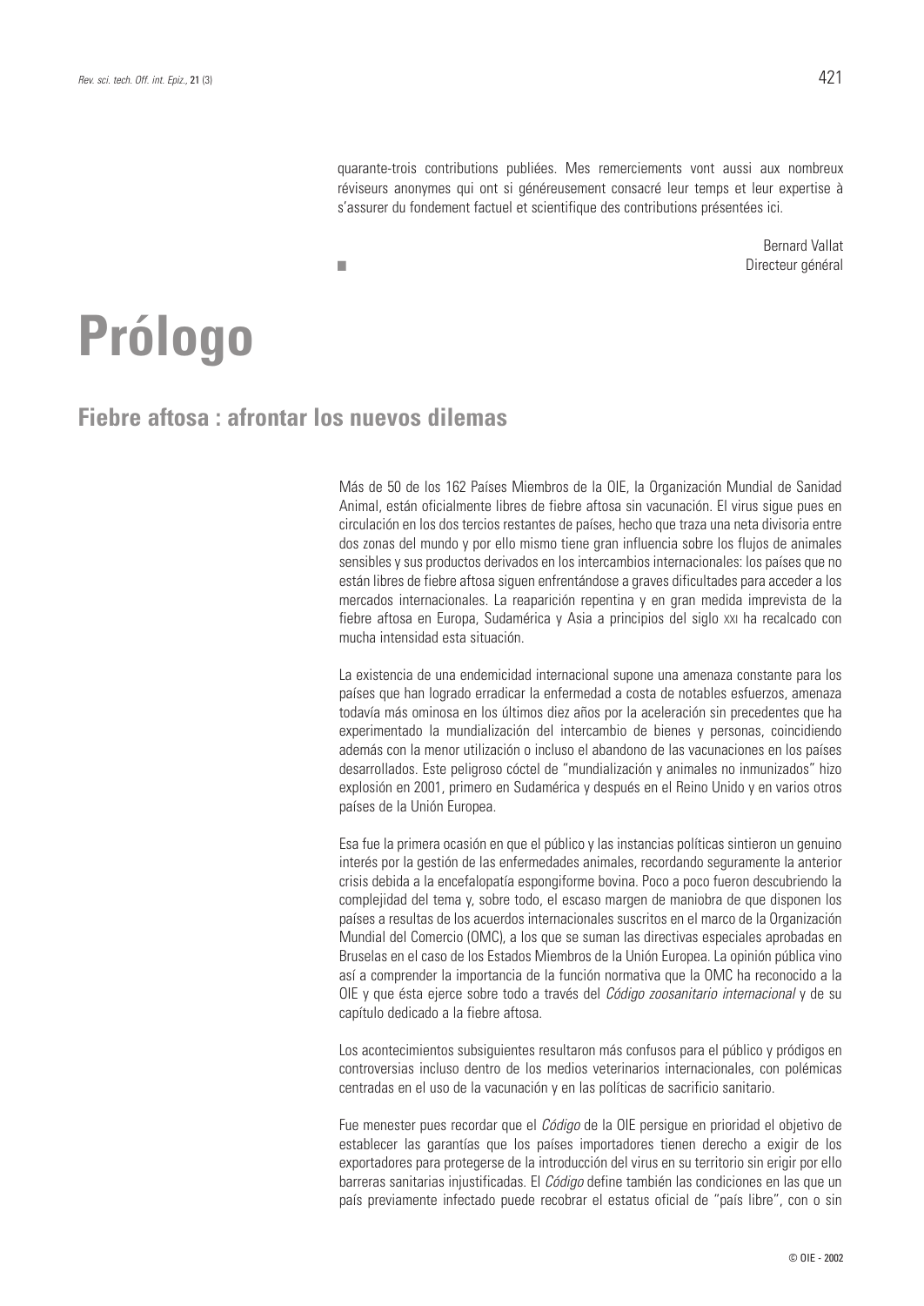quarante-trois contributions publiées. Mes remerciements vont aussi aux nombreux réviseurs anonymes qui ont si généreusement consacré leur temps et leur expertise à s'assurer du fondement factuel et scientifique des contributions présentées ici.

Bernard Vallat
Directeur général

■

# Prólogo

## Fiebre aftosa : afrontar los nuevos dilemas

Más de 50 de los 162 Países Miembros de la OIE, la Organización Mundial de Sanidad Animal, están oficialmente libres de fiebre aftosa sin vacunación. El virus sigue pues en circulación en los dos tercios restantes de países, hecho que traza una neta divisoria entre dos zonas del mundo y por ello mismo tiene gran influencia sobre los flujos de animales sensibles y sus productos derivados en los intercambios internacionales: los países que no están libres de fiebre aftosa siguen enfrentándose a graves dificultades para acceder a los mercados internacionales. La reaparición repentina y en gran medida imprevista de la fiebre aftosa en Europa, Sudamérica y Asia a principios del siglo XXI ha recalcado con mucha intensidad esta situación.

La existencia de una endemicidad internacional supone una amenaza constante para los países que han logrado erradicar la enfermedad a costa de notables esfuerzos, amenaza todavía más ominosa en los últimos diez años por la aceleración sin precedentes que ha experimentado la mundialización del intercambio de bienes y personas, coincidiendo además con la menor utilización o incluso el abandono de las vacunaciones en los países desarrollados. Este peligroso cóctel de "mundialización y animales no inmunizados" hizo explosión en 2001, primero en Sudamérica y después en el Reino Unido y en varios otros países de la Unión Europea.

Esa fue la primera ocasión en que el público y las instancias políticas sintieron un genuino interés por la gestión de las enfermedades animales, recordando seguramente la anterior crisis debida a la encefalopatía espongiforme bovina. Poco a poco fueron descubriendo la complejidad del tema y, sobre todo, el escaso margen de maniobra de que disponen los países a resultas de los acuerdos internacionales suscritos en el marco de la Organización Mundial del Comercio (OMC), a los que se suman las directivas especiales aprobadas en Bruselas en el caso de los Estados Miembros de la Unión Europea. La opinión pública vino así a comprender la importancia de la función normativa que la OMC ha reconocido a la OIE y que ésta ejerce sobre todo a través del *Código zoosanitario internacional* y de su capítulo dedicado a la fiebre aftosa.

Los acontecimientos subsiguientes resultaron más confusos para el público y pródigos en controversias incluso dentro de los medios veterinarios internacionales, con polémicas centradas en el uso de la vacunación y en las políticas de sacrificio sanitario.

Fue menester pues recordar que el *Código* de la OIE persigue en prioridad el objetivo de establecer las garantías que los países importadores tienen derecho a exigir de los exportadores para protegerse de la introducción del virus en su territorio sin erigir por ello barreras sanitarias injustificadas. El *Código* define también las condiciones en las que un país previamente infectado puede recobrar el estatus oficial de "país libre", con o sin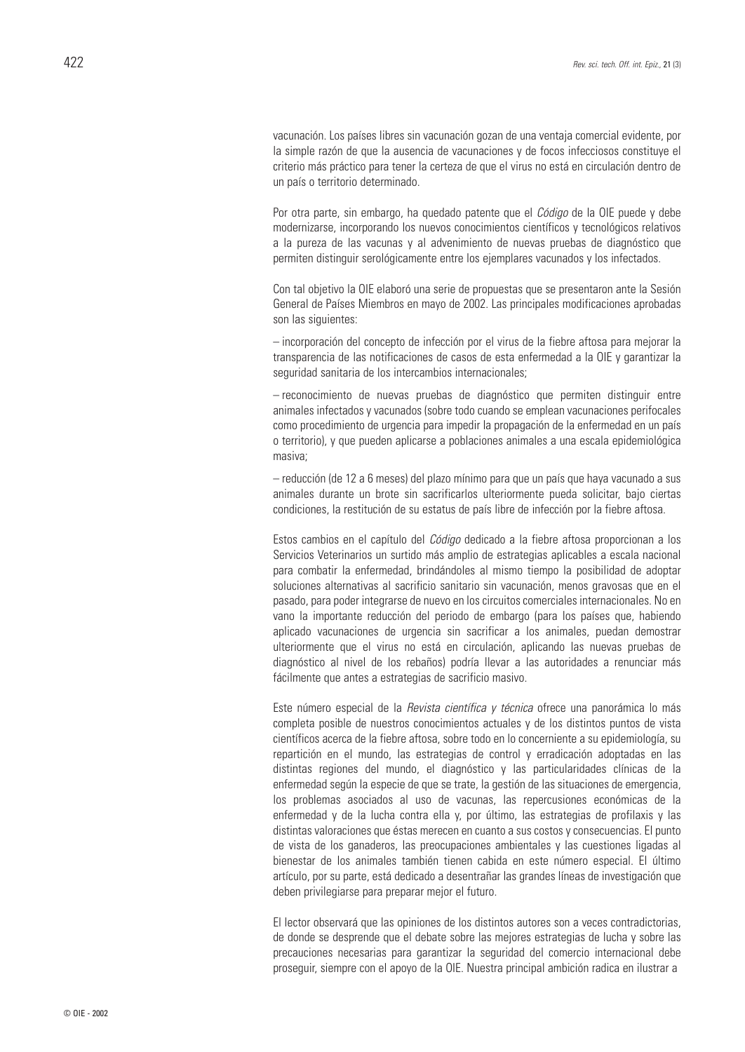vacunación. Los países libres sin vacunación gozan de una ventaja comercial evidente, por la simple razón de que la ausencia de vacunaciones y de focos infecciosos constituye el criterio más práctico para tener la certeza de que el virus no está en circulación dentro de un país o territorio determinado.

Por otra parte, sin embargo, ha quedado patente que el *Código* de la OIE puede y debe modernizarse, incorporando los nuevos conocimientos científicos y tecnológicos relativos a la pureza de las vacunas y al advenimiento de nuevas pruebas de diagnóstico que permiten distinguir serológicamente entre los ejemplares vacunados y los infectados.

Con tal objetivo la OIE elaboró una serie de propuestas que se presentaron ante la Sesión General de Países Miembros en mayo de 2002. Las principales modificaciones aprobadas son las siguientes:

– incorporación del concepto de infección por el virus de la fiebre aftosa para mejorar la transparencia de las notificaciones de casos de esta enfermedad a la OIE y garantizar la seguridad sanitaria de los intercambios internacionales;

– reconocimiento de nuevas pruebas de diagnóstico que permiten distinguir entre animales infectados y vacunados (sobre todo cuando se emplean vacunaciones perifocales como procedimiento de urgencia para impedir la propagación de la enfermedad en un país o territorio), y que pueden aplicarse a poblaciones animales a una escala epidemiológica masiva;

– reducción (de 12 a 6 meses) del plazo mínimo para que un país que haya vacunado a sus animales durante un brote sin sacrificarlos ulteriormente pueda solicitar, bajo ciertas condiciones, la restitución de su estatus de país libre de infección por la fiebre aftosa.

Estos cambios en el capítulo del *Código* dedicado a la fiebre aftosa proporcionan a los Servicios Veterinarios un surtido más amplio de estrategias aplicables a escala nacional para combatir la enfermedad, brindándoles al mismo tiempo la posibilidad de adoptar soluciones alternativas al sacrificio sanitario sin vacunación, menos gravosas que en el pasado, para poder integrarse de nuevo en los circuitos comerciales internacionales. No en vano la importante reducción del periodo de embargo (para los países que, habiendo aplicado vacunaciones de urgencia sin sacrificar a los animales, puedan demostrar ulteriormente que el virus no está en circulación, aplicando las nuevas pruebas de diagnóstico al nivel de los rebaños) podría llevar a las autoridades a renunciar más fácilmente que antes a estrategias de sacrificio masivo.

Este número especial de la *Revista científica y técnica* ofrece una panorámica lo más completa posible de nuestros conocimientos actuales y de los distintos puntos de vista científicos acerca de la fiebre aftosa, sobre todo en lo concerniente a su epidemiología, su repartición en el mundo, las estrategias de control y erradicación adoptadas en las distintas regiones del mundo, el diagnóstico y las particularidades clínicas de la enfermedad según la especie de que se trate, la gestión de las situaciones de emergencia, los problemas asociados al uso de vacunas, las repercusiones económicas de la enfermedad y de la lucha contra ella y, por último, las estrategias de profilaxis y las distintas valoraciones que éstas merecen en cuanto a sus costos y consecuencias. El punto de vista de los ganaderos, las preocupaciones ambientales y las cuestiones ligadas al bienestar de los animales también tienen cabida en este número especial. El último artículo, por su parte, está dedicado a desentrañar las grandes líneas de investigación que deben privilegiarse para preparar mejor el futuro.

El lector observará que las opiniones de los distintos autores son a veces contradictorias, de donde se desprende que el debate sobre las mejores estrategias de lucha y sobre las precauciones necesarias para garantizar la seguridad del comercio internacional debe proseguir, siempre con el apoyo de la OIE. Nuestra principal ambición radica en ilustrar a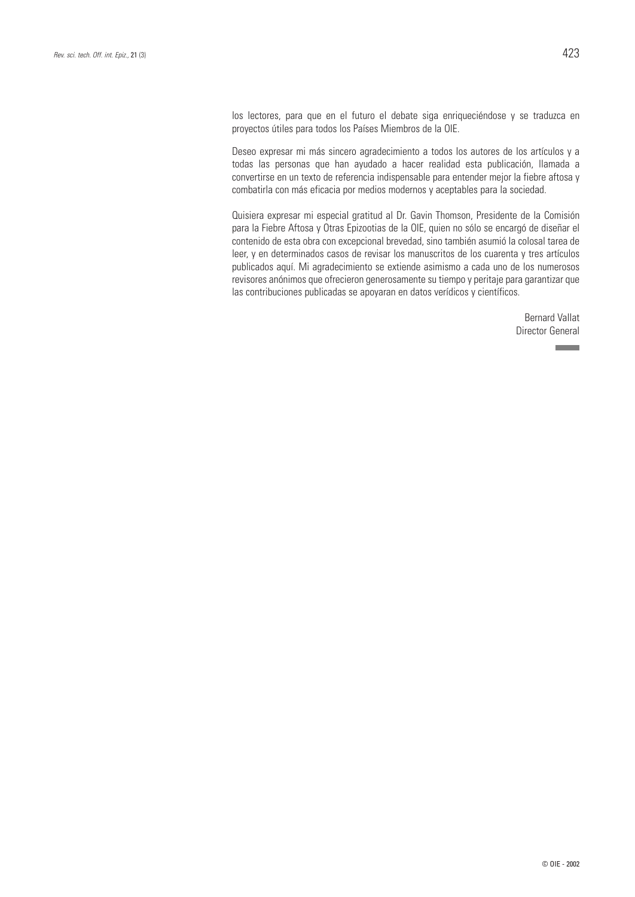los lectores, para que en el futuro el debate siga enriqueciéndose y se traduzca en proyectos útiles para todos los Países Miembros de la OIE.

Deseo expresar mi más sincero agradecimiento a todos los autores de los artículos y a todas las personas que han ayudado a hacer realidad esta publicación, llamada a convertirse en un texto de referencia indispensable para entender mejor la fiebre aftosa y combatirla con más eficacia por medios modernos y aceptables para la sociedad.

Quisiera expresar mi especial gratitud al Dr. Gavin Thomson, Presidente de la Comisión para la Fiebre Aftosa y Otras Epizootias de la OIE, quien no sólo se encargó de diseñar el contenido de esta obra con excepcional brevedad, sino también asumió la colosal tarea de leer, y en determinados casos de revisar los manuscritos de los cuarenta y tres artículos publicados aquí. Mi agradecimiento se extiende asimismo a cada uno de los numerosos revisores anónimos que ofrecieron generosamente su tiempo y peritaje para garantizar que las contribuciones publicadas se apoyaran en datos verídicos y científicos.

Bernard Vallat
Director General